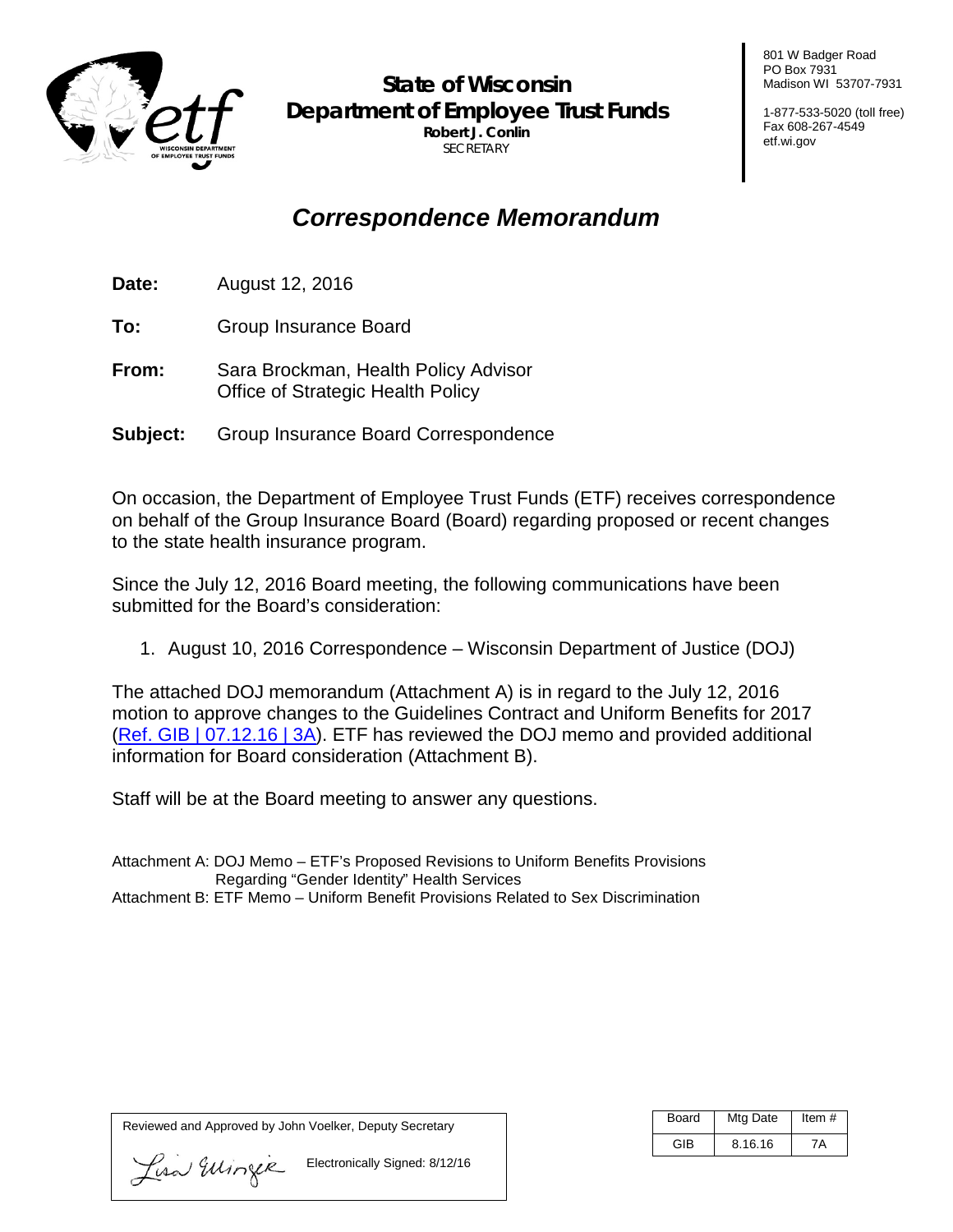# State of Wisconsin
## Department of Employee Trust Funds

**Robert J. Conlin**
SECRETARY

801 W Badger Road
PO Box 7931
Madison WI 53707-7931

1-877-533-5020 (toll free)
Fax 608-267-4549
etf.wi.gov

## *Correspondence Memorandum*

**Date:** August 12, 2016

**To:** Group Insurance Board

**From:** Sara Brockman, Health Policy Advisor
Office of Strategic Health Policy

**Subject:** Group Insurance Board Correspondence

On occasion, the Department of Employee Trust Funds (ETF) receives correspondence on behalf of the Group Insurance Board (Board) regarding proposed or recent changes to the state health insurance program.

Since the July 12, 2016 Board meeting, the following communications have been submitted for the Board's consideration:

1. August 10, 2016 Correspondence – Wisconsin Department of Justice (DOJ)

The attached DOJ memorandum (Attachment A) is in regard to the July 12, 2016 motion to approve changes to the Guidelines Contract and Uniform Benefits for 2017 (Ref. GIB | 07.12.16 | 3A). ETF has reviewed the DOJ memo and provided additional information for Board consideration (Attachment B).

Staff will be at the Board meeting to answer any questions.

Attachment A: DOJ Memo – ETF's Proposed Revisions to Uniform Benefits Provisions Regarding "Gender Identity" Health Services
Attachment B: ETF Memo – Uniform Benefit Provisions Related to Sex Discrimination

Reviewed and Approved by John Voelker, Deputy Secretary

Lisa Ellinger    Electronically Signed: 8/12/16

| Board | Mtg Date | Item # |
|---|---|---|
| GIB | 8.16.16 | 7A |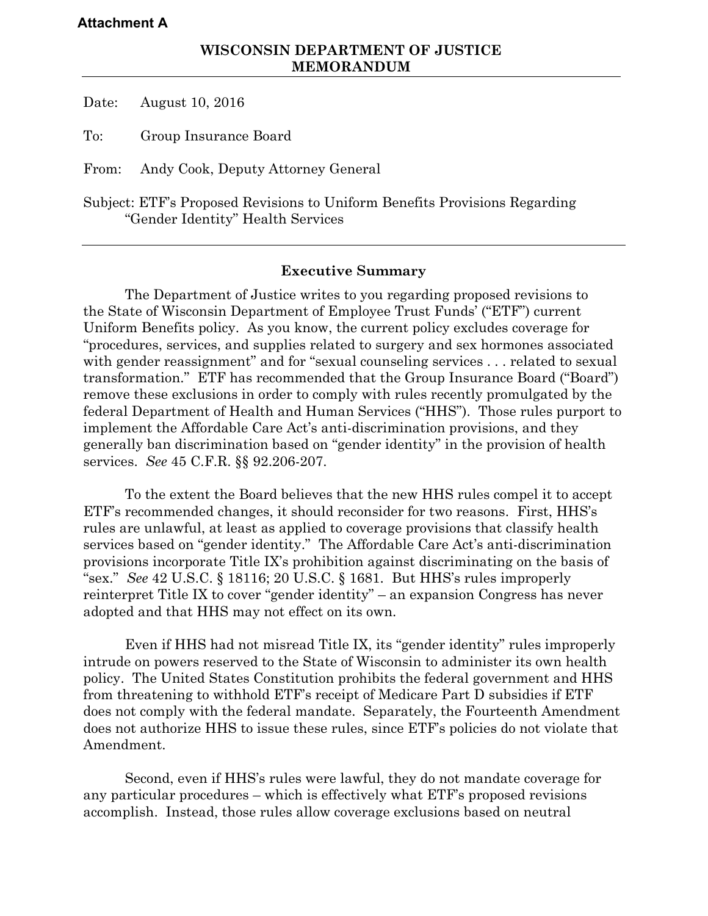**Attachment A**

**WISCONSIN DEPARTMENT OF JUSTICE**
**MEMORANDUM**

Date: August 10, 2016

To: Group Insurance Board

From: Andy Cook, Deputy Attorney General

Subject: ETF's Proposed Revisions to Uniform Benefits Provisions Regarding "Gender Identity" Health Services

---

## Executive Summary

The Department of Justice writes to you regarding proposed revisions to the State of Wisconsin Department of Employee Trust Funds' ("ETF") current Uniform Benefits policy. As you know, the current policy excludes coverage for "procedures, services, and supplies related to surgery and sex hormones associated with gender reassignment" and for "sexual counseling services . . . related to sexual transformation." ETF has recommended that the Group Insurance Board ("Board") remove these exclusions in order to comply with rules recently promulgated by the federal Department of Health and Human Services ("HHS"). Those rules purport to implement the Affordable Care Act's anti-discrimination provisions, and they generally ban discrimination based on "gender identity" in the provision of health services. *See* 45 C.F.R. §§ 92.206-207.

To the extent the Board believes that the new HHS rules compel it to accept ETF's recommended changes, it should reconsider for two reasons. First, HHS's rules are unlawful, at least as applied to coverage provisions that classify health services based on "gender identity." The Affordable Care Act's anti-discrimination provisions incorporate Title IX's prohibition against discriminating on the basis of "sex." *See* 42 U.S.C. § 18116; 20 U.S.C. § 1681. But HHS's rules improperly reinterpret Title IX to cover "gender identity" – an expansion Congress has never adopted and that HHS may not effect on its own.

Even if HHS had not misread Title IX, its "gender identity" rules improperly intrude on powers reserved to the State of Wisconsin to administer its own health policy. The United States Constitution prohibits the federal government and HHS from threatening to withhold ETF's receipt of Medicare Part D subsidies if ETF does not comply with the federal mandate. Separately, the Fourteenth Amendment does not authorize HHS to issue these rules, since ETF's policies do not violate that Amendment.

Second, even if HHS's rules were lawful, they do not mandate coverage for any particular procedures – which is effectively what ETF's proposed revisions accomplish. Instead, those rules allow coverage exclusions based on neutral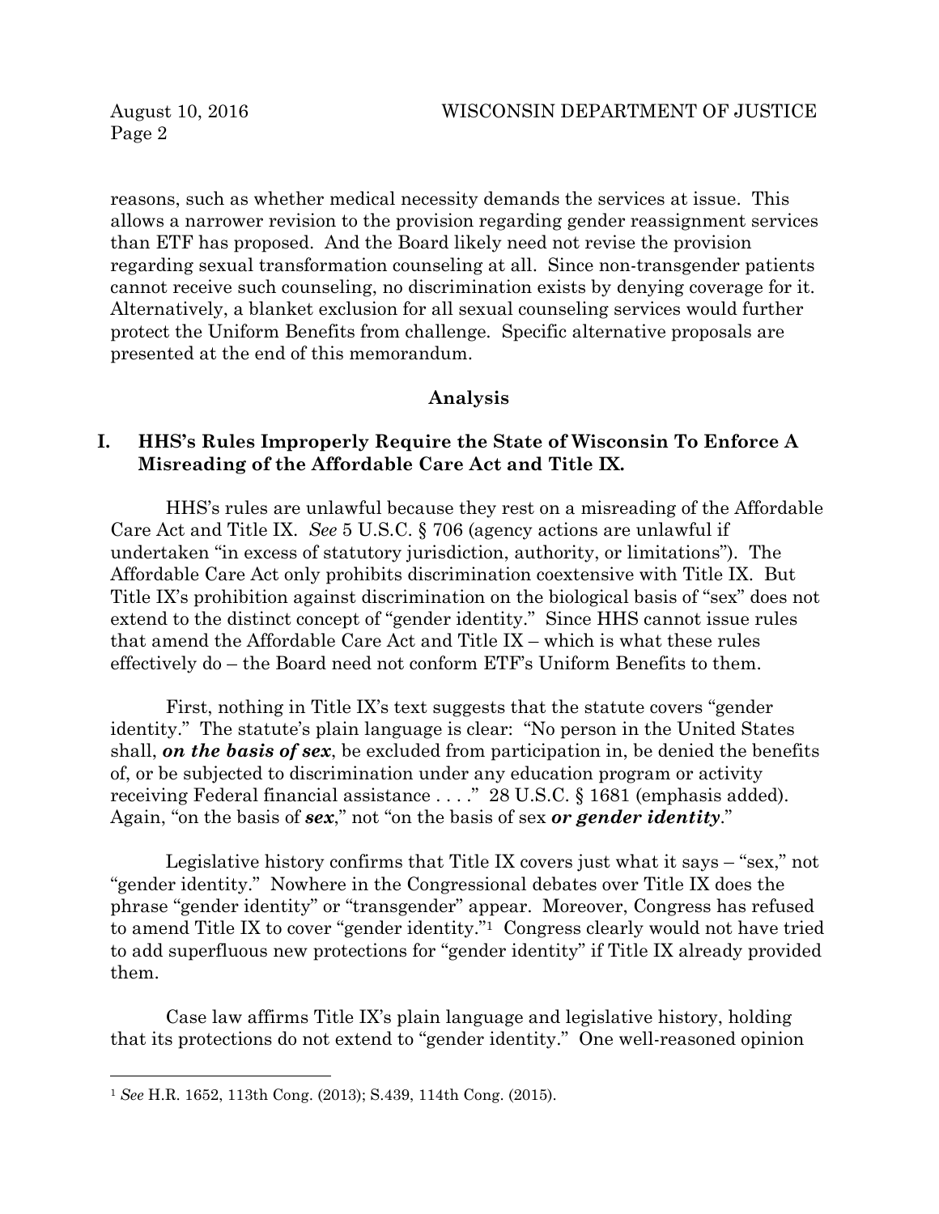reasons, such as whether medical necessity demands the services at issue. This allows a narrower revision to the provision regarding gender reassignment services than ETF has proposed. And the Board likely need not revise the provision regarding sexual transformation counseling at all. Since non-transgender patients cannot receive such counseling, no discrimination exists by denying coverage for it. Alternatively, a blanket exclusion for all sexual counseling services would further protect the Uniform Benefits from challenge. Specific alternative proposals are presented at the end of this memorandum.

## Analysis

### I. HHS's Rules Improperly Require the State of Wisconsin To Enforce A Misreading of the Affordable Care Act and Title IX.

HHS's rules are unlawful because they rest on a misreading of the Affordable Care Act and Title IX. *See* 5 U.S.C. § 706 (agency actions are unlawful if undertaken "in excess of statutory jurisdiction, authority, or limitations"). The Affordable Care Act only prohibits discrimination coextensive with Title IX. But Title IX's prohibition against discrimination on the biological basis of "sex" does not extend to the distinct concept of "gender identity." Since HHS cannot issue rules that amend the Affordable Care Act and Title IX – which is what these rules effectively do – the Board need not conform ETF's Uniform Benefits to them.

First, nothing in Title IX's text suggests that the statute covers "gender identity." The statute's plain language is clear: "No person in the United States shall, ***on the basis of sex***, be excluded from participation in, be denied the benefits of, or be subjected to discrimination under any education program or activity receiving Federal financial assistance . . . ." 28 U.S.C. § 1681 (emphasis added). Again, "on the basis of ***sex***," not "on the basis of sex ***or gender identity***."

Legislative history confirms that Title IX covers just what it says – "sex," not "gender identity." Nowhere in the Congressional debates over Title IX does the phrase "gender identity" or "transgender" appear. Moreover, Congress has refused to amend Title IX to cover "gender identity."[1] Congress clearly would not have tried to add superfluous new protections for "gender identity" if Title IX already provided them.

Case law affirms Title IX's plain language and legislative history, holding that its protections do not extend to "gender identity." One well-reasoned opinion

---

[1] *See* H.R. 1652, 113th Cong. (2013); S.439, 114th Cong. (2015).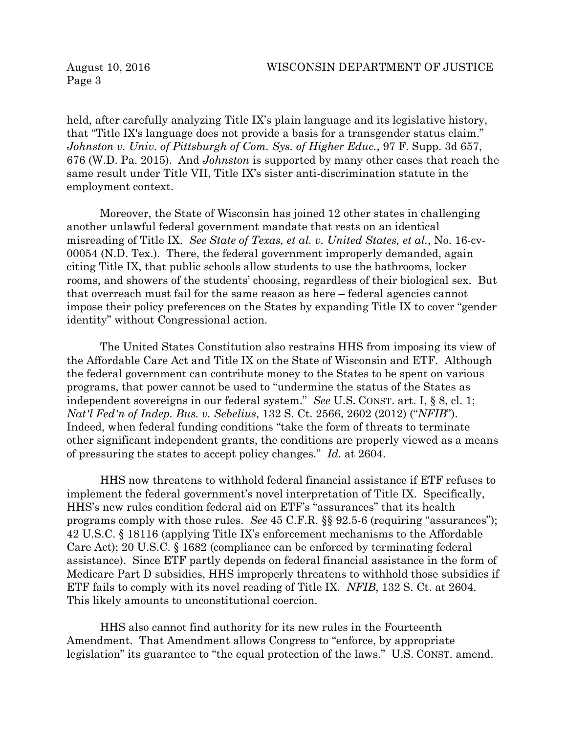held, after carefully analyzing Title IX's plain language and its legislative history, that "Title IX's language does not provide a basis for a transgender status claim." *Johnston v. Univ. of Pittsburgh of Com. Sys. of Higher Educ.*, 97 F. Supp. 3d 657, 676 (W.D. Pa. 2015). And *Johnston* is supported by many other cases that reach the same result under Title VII, Title IX's sister anti-discrimination statute in the employment context.

Moreover, the State of Wisconsin has joined 12 other states in challenging another unlawful federal government mandate that rests on an identical misreading of Title IX. *See State of Texas, et al. v. United States, et al.*, No. 16-cv-00054 (N.D. Tex.). There, the federal government improperly demanded, again citing Title IX, that public schools allow students to use the bathrooms, locker rooms, and showers of the students' choosing, regardless of their biological sex. But that overreach must fail for the same reason as here – federal agencies cannot impose their policy preferences on the States by expanding Title IX to cover "gender identity" without Congressional action.

The United States Constitution also restrains HHS from imposing its view of the Affordable Care Act and Title IX on the State of Wisconsin and ETF. Although the federal government can contribute money to the States to be spent on various programs, that power cannot be used to "undermine the status of the States as independent sovereigns in our federal system." *See* U.S. CONST. art. I, § 8, cl. 1; *Nat'l Fed'n of Indep. Bus. v. Sebelius*, 132 S. Ct. 2566, 2602 (2012) ("*NFIB*"). Indeed, when federal funding conditions "take the form of threats to terminate other significant independent grants, the conditions are properly viewed as a means of pressuring the states to accept policy changes." *Id.* at 2604.

HHS now threatens to withhold federal financial assistance if ETF refuses to implement the federal government's novel interpretation of Title IX. Specifically, HHS's new rules condition federal aid on ETF's "assurances" that its health programs comply with those rules. *See* 45 C.F.R. §§ 92.5-6 (requiring "assurances"); 42 U.S.C. § 18116 (applying Title IX's enforcement mechanisms to the Affordable Care Act); 20 U.S.C. § 1682 (compliance can be enforced by terminating federal assistance). Since ETF partly depends on federal financial assistance in the form of Medicare Part D subsidies, HHS improperly threatens to withhold those subsidies if ETF fails to comply with its novel reading of Title IX. *NFIB*, 132 S. Ct. at 2604. This likely amounts to unconstitutional coercion.

HHS also cannot find authority for its new rules in the Fourteenth Amendment. That Amendment allows Congress to "enforce, by appropriate legislation" its guarantee to "the equal protection of the laws." U.S. CONST. amend.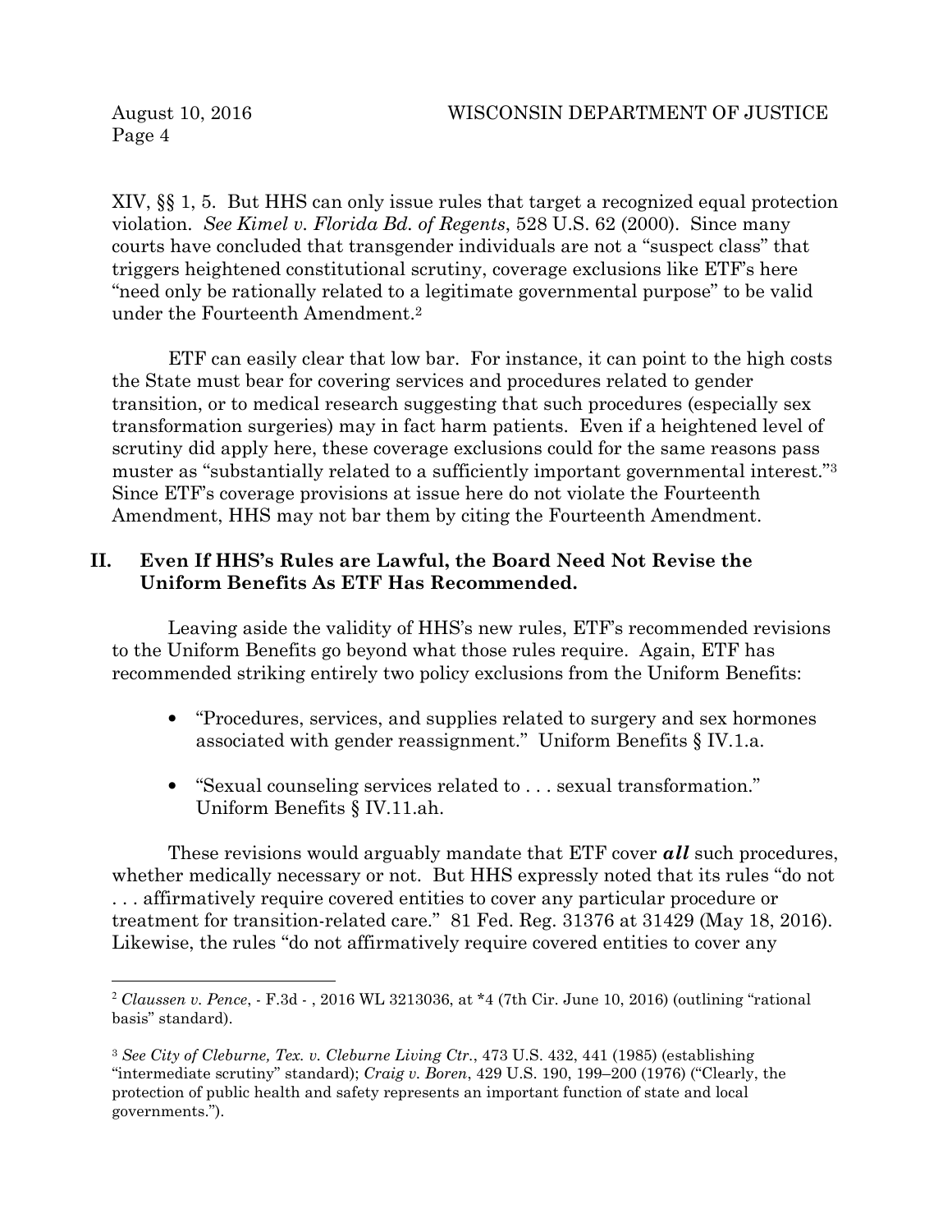XIV, §§ 1, 5. But HHS can only issue rules that target a recognized equal protection violation. *See Kimel v. Florida Bd. of Regents*, 528 U.S. 62 (2000). Since many courts have concluded that transgender individuals are not a "suspect class" that triggers heightened constitutional scrutiny, coverage exclusions like ETF's here "need only be rationally related to a legitimate governmental purpose" to be valid under the Fourteenth Amendment.[2]

ETF can easily clear that low bar. For instance, it can point to the high costs the State must bear for covering services and procedures related to gender transition, or to medical research suggesting that such procedures (especially sex transformation surgeries) may in fact harm patients. Even if a heightened level of scrutiny did apply here, these coverage exclusions could for the same reasons pass muster as "substantially related to a sufficiently important governmental interest."[3] Since ETF's coverage provisions at issue here do not violate the Fourteenth Amendment, HHS may not bar them by citing the Fourteenth Amendment.

## II. Even If HHS's Rules are Lawful, the Board Need Not Revise the Uniform Benefits As ETF Has Recommended.

Leaving aside the validity of HHS's new rules, ETF's recommended revisions to the Uniform Benefits go beyond what those rules require. Again, ETF has recommended striking entirely two policy exclusions from the Uniform Benefits:

- "Procedures, services, and supplies related to surgery and sex hormones associated with gender reassignment." Uniform Benefits § IV.1.a.
- "Sexual counseling services related to . . . sexual transformation." Uniform Benefits § IV.11.ah.

These revisions would arguably mandate that ETF cover ***all*** such procedures, whether medically necessary or not. But HHS expressly noted that its rules "do not . . . affirmatively require covered entities to cover any particular procedure or treatment for transition-related care." 81 Fed. Reg. 31376 at 31429 (May 18, 2016). Likewise, the rules "do not affirmatively require covered entities to cover any

---

[2] *Claussen v. Pence*, - F.3d - , 2016 WL 3213036, at *4 (7th Cir. June 10, 2016) (outlining "rational basis" standard).

[3] *See City of Cleburne, Tex. v. Cleburne Living Ctr.*, 473 U.S. 432, 441 (1985) (establishing "intermediate scrutiny" standard); *Craig v. Boren*, 429 U.S. 190, 199–200 (1976) ("Clearly, the protection of public health and safety represents an important function of state and local governments.").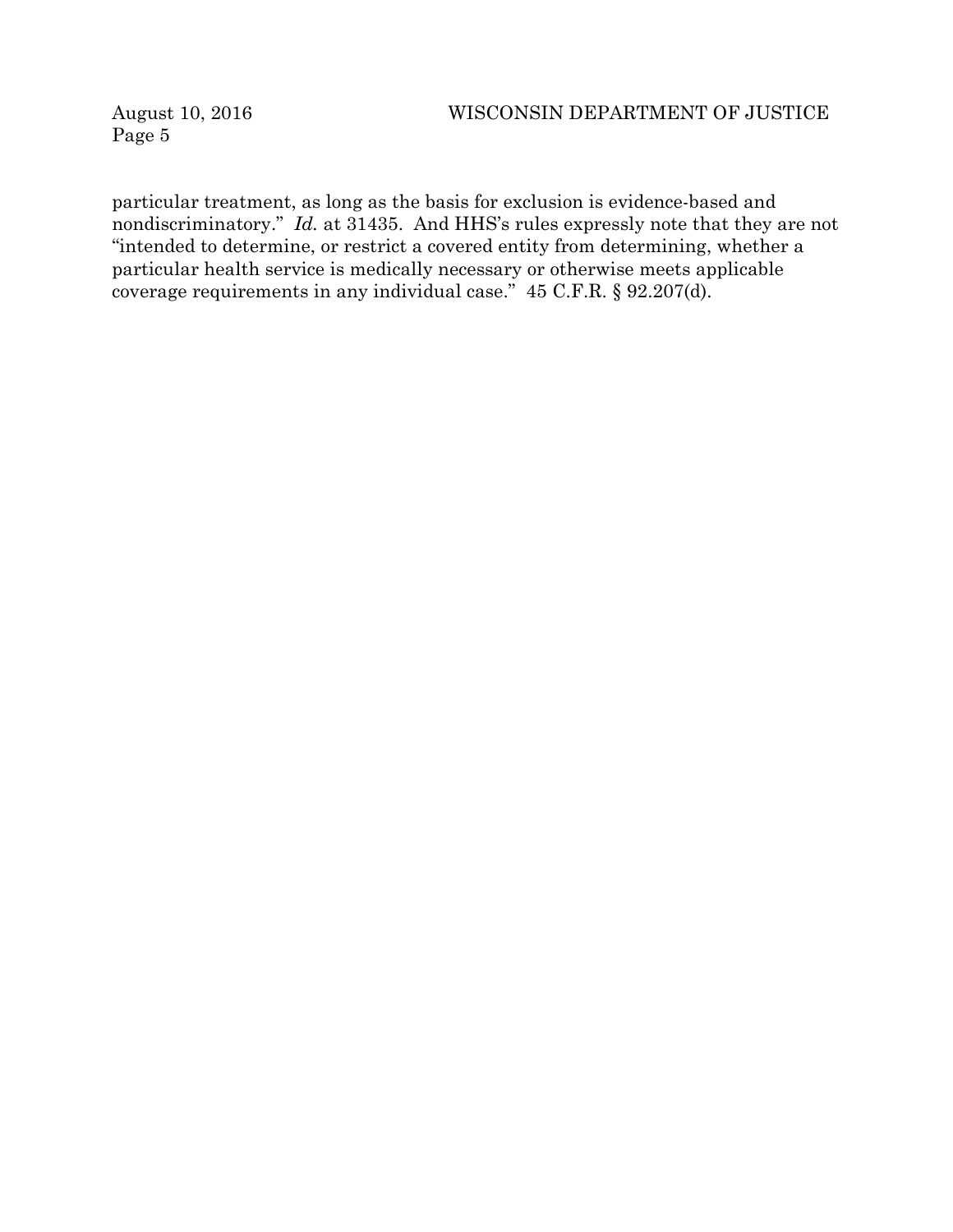particular treatment, as long as the basis for exclusion is evidence-based and nondiscriminatory." *Id.* at 31435. And HHS's rules expressly note that they are not "intended to determine, or restrict a covered entity from determining, whether a particular health service is medically necessary or otherwise meets applicable coverage requirements in any individual case." 45 C.F.R. § 92.207(d).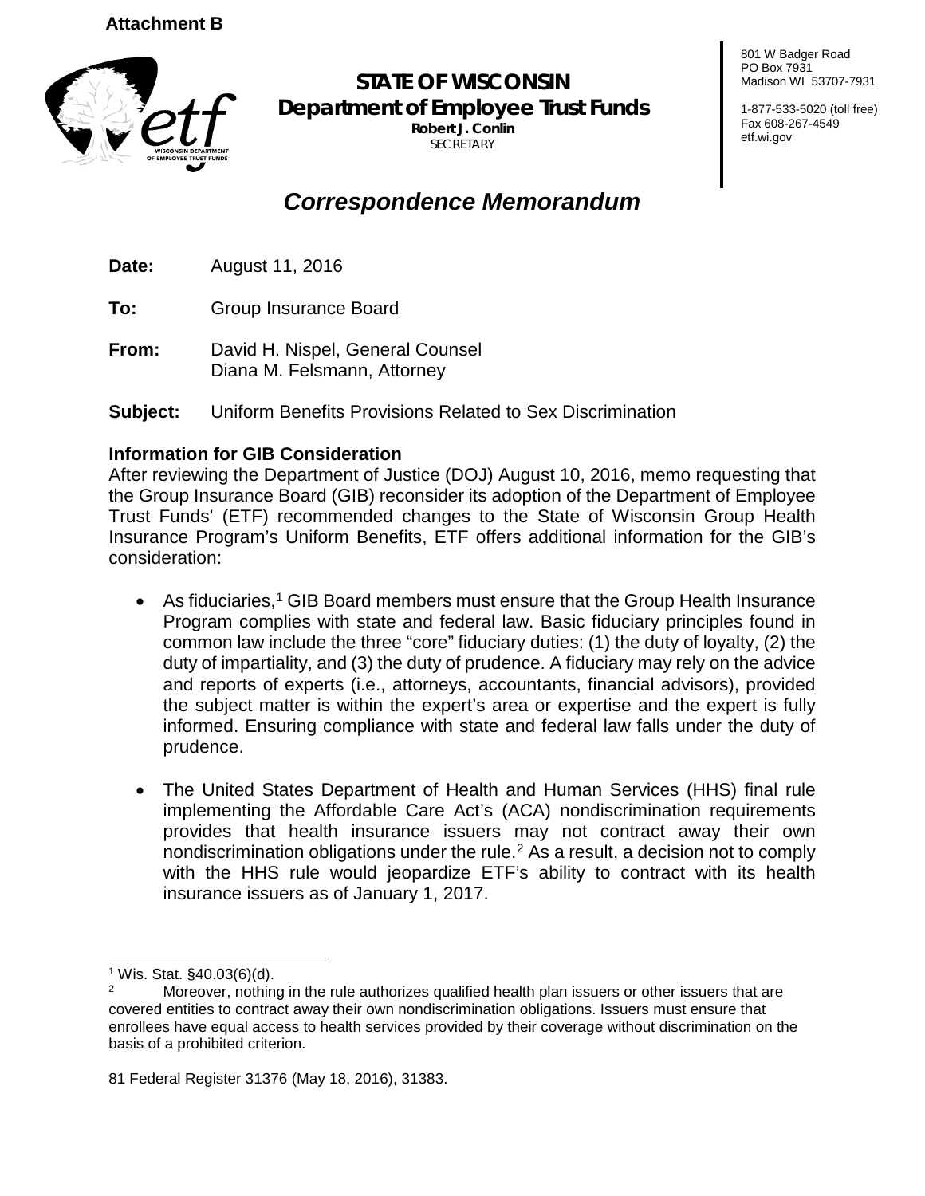**Attachment B**

**STATE OF WISCONSIN**
**Department of Employee Trust Funds**
**Robert J. Conlin**
SECRETARY

801 W Badger Road
PO Box 7931
Madison WI 53707-7931

1-877-533-5020 (toll free)
Fax 608-267-4549
etf.wi.gov

## *Correspondence Memorandum*

**Date:** August 11, 2016

**To:** Group Insurance Board

**From:** David H. Nispel, General Counsel
Diana M. Felsmann, Attorney

**Subject:** Uniform Benefits Provisions Related to Sex Discrimination

### Information for GIB Consideration

After reviewing the Department of Justice (DOJ) August 10, 2016, memo requesting that the Group Insurance Board (GIB) reconsider its adoption of the Department of Employee Trust Funds' (ETF) recommended changes to the State of Wisconsin Group Health Insurance Program's Uniform Benefits, ETF offers additional information for the GIB's consideration:

- As fiduciaries,[1] GIB Board members must ensure that the Group Health Insurance Program complies with state and federal law. Basic fiduciary principles found in common law include the three "core" fiduciary duties: (1) the duty of loyalty, (2) the duty of impartiality, and (3) the duty of prudence. A fiduciary may rely on the advice and reports of experts (i.e., attorneys, accountants, financial advisors), provided the subject matter is within the expert's area or expertise and the expert is fully informed. Ensuring compliance with state and federal law falls under the duty of prudence.

- The United States Department of Health and Human Services (HHS) final rule implementing the Affordable Care Act's (ACA) nondiscrimination requirements provides that health insurance issuers may not contract away their own nondiscrimination obligations under the rule.[2] As a result, a decision not to comply with the HHS rule would jeopardize ETF's ability to contract with its health insurance issuers as of January 1, 2017.

---

[1] Wis. Stat. §40.03(6)(d).

[2] Moreover, nothing in the rule authorizes qualified health plan issuers or other issuers that are covered entities to contract away their own nondiscrimination obligations. Issuers must ensure that enrollees have equal access to health services provided by their coverage without discrimination on the basis of a prohibited criterion.

81 Federal Register 31376 (May 18, 2016), 31383.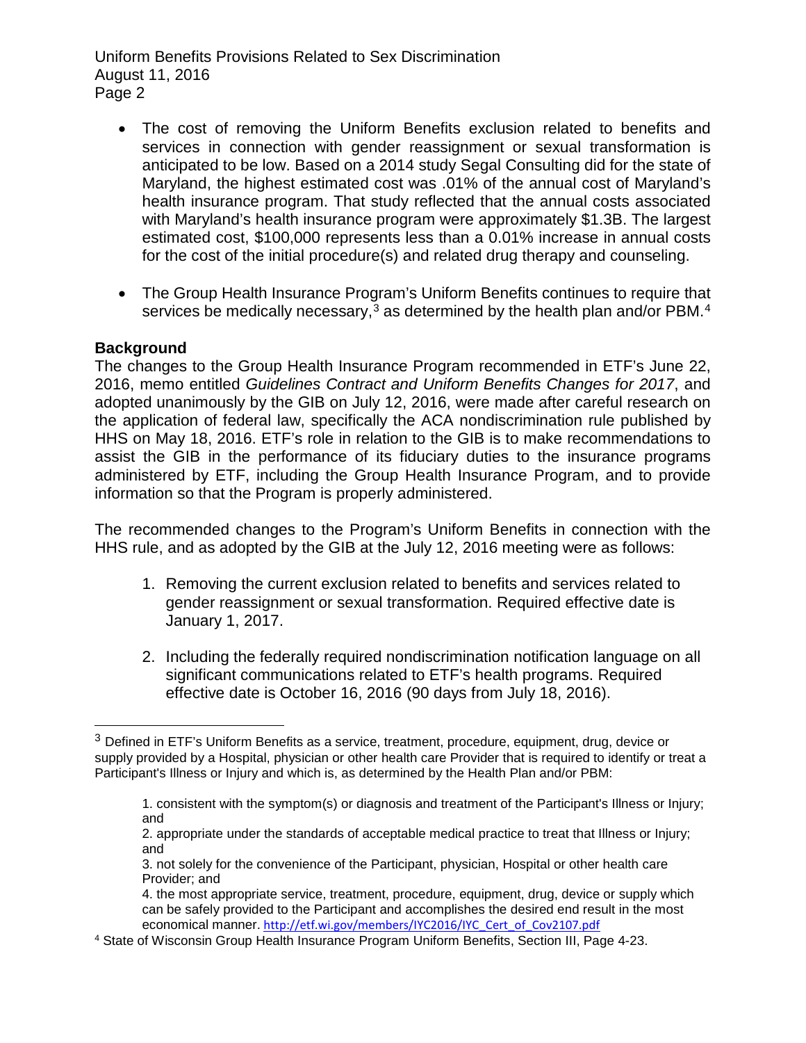- The cost of removing the Uniform Benefits exclusion related to benefits and services in connection with gender reassignment or sexual transformation is anticipated to be low. Based on a 2014 study Segal Consulting did for the state of Maryland, the highest estimated cost was .01% of the annual cost of Maryland's health insurance program. That study reflected that the annual costs associated with Maryland's health insurance program were approximately $1.3B. The largest estimated cost, $100,000 represents less than a 0.01% increase in annual costs for the cost of the initial procedure(s) and related drug therapy and counseling.

- The Group Health Insurance Program's Uniform Benefits continues to require that services be medically necessary,[3] as determined by the health plan and/or PBM.[4]

**Background**

The changes to the Group Health Insurance Program recommended in ETF's June 22, 2016, memo entitled *Guidelines Contract and Uniform Benefits Changes for 2017*, and adopted unanimously by the GIB on July 12, 2016, were made after careful research on the application of federal law, specifically the ACA nondiscrimination rule published by HHS on May 18, 2016. ETF's role in relation to the GIB is to make recommendations to assist the GIB in the performance of its fiduciary duties to the insurance programs administered by ETF, including the Group Health Insurance Program, and to provide information so that the Program is properly administered.

The recommended changes to the Program's Uniform Benefits in connection with the HHS rule, and as adopted by the GIB at the July 12, 2016 meeting were as follows:

1. Removing the current exclusion related to benefits and services related to gender reassignment or sexual transformation. Required effective date is January 1, 2017.

2. Including the federally required nondiscrimination notification language on all significant communications related to ETF's health programs. Required effective date is October 16, 2016 (90 days from July 18, 2016).

---

[3] Defined in ETF's Uniform Benefits as a service, treatment, procedure, equipment, drug, device or supply provided by a Hospital, physician or other health care Provider that is required to identify or treat a Participant's Illness or Injury and which is, as determined by the Health Plan and/or PBM:

1. consistent with the symptom(s) or diagnosis and treatment of the Participant's Illness or Injury; and
2. appropriate under the standards of acceptable medical practice to treat that Illness or Injury; and
3. not solely for the convenience of the Participant, physician, Hospital or other health care Provider; and
4. the most appropriate service, treatment, procedure, equipment, drug, device or supply which can be safely provided to the Participant and accomplishes the desired end result in the most economical manner. http://etf.wi.gov/members/IYC2016/IYC_Cert_of_Cov2107.pdf

[4] State of Wisconsin Group Health Insurance Program Uniform Benefits, Section III, Page 4-23.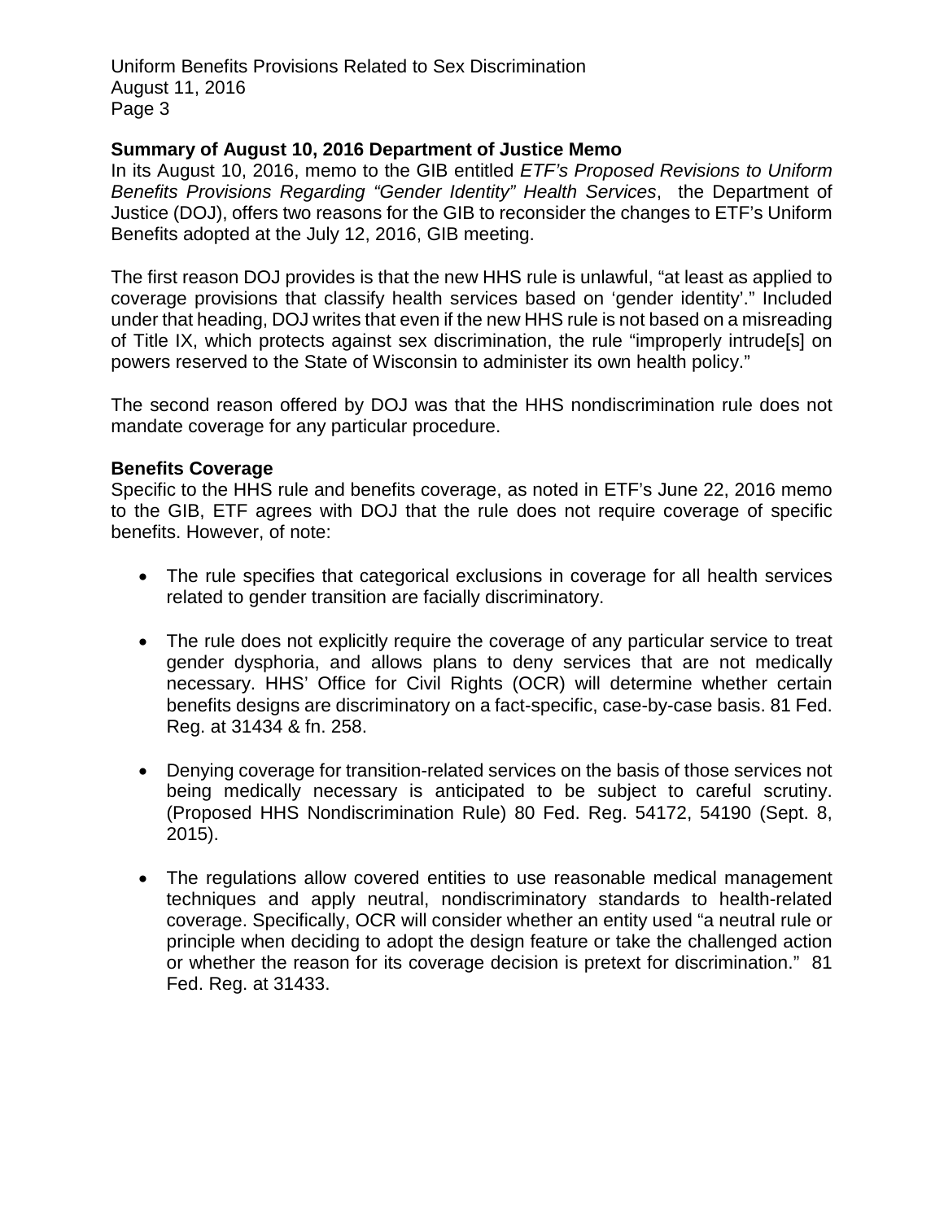**Summary of August 10, 2016 Department of Justice Memo**

In its August 10, 2016, memo to the GIB entitled *ETF's Proposed Revisions to Uniform Benefits Provisions Regarding "Gender Identity" Health Services*, the Department of Justice (DOJ), offers two reasons for the GIB to reconsider the changes to ETF's Uniform Benefits adopted at the July 12, 2016, GIB meeting.

The first reason DOJ provides is that the new HHS rule is unlawful, "at least as applied to coverage provisions that classify health services based on 'gender identity'." Included under that heading, DOJ writes that even if the new HHS rule is not based on a misreading of Title IX, which protects against sex discrimination, the rule "improperly intrude[s] on powers reserved to the State of Wisconsin to administer its own health policy."

The second reason offered by DOJ was that the HHS nondiscrimination rule does not mandate coverage for any particular procedure.

**Benefits Coverage**

Specific to the HHS rule and benefits coverage, as noted in ETF's June 22, 2016 memo to the GIB, ETF agrees with DOJ that the rule does not require coverage of specific benefits. However, of note:

- The rule specifies that categorical exclusions in coverage for all health services related to gender transition are facially discriminatory.

- The rule does not explicitly require the coverage of any particular service to treat gender dysphoria, and allows plans to deny services that are not medically necessary. HHS' Office for Civil Rights (OCR) will determine whether certain benefits designs are discriminatory on a fact-specific, case-by-case basis. 81 Fed. Reg. at 31434 & fn. 258.

- Denying coverage for transition-related services on the basis of those services not being medically necessary is anticipated to be subject to careful scrutiny. (Proposed HHS Nondiscrimination Rule) 80 Fed. Reg. 54172, 54190 (Sept. 8, 2015).

- The regulations allow covered entities to use reasonable medical management techniques and apply neutral, nondiscriminatory standards to health-related coverage. Specifically, OCR will consider whether an entity used "a neutral rule or principle when deciding to adopt the design feature or take the challenged action or whether the reason for its coverage decision is pretext for discrimination." 81 Fed. Reg. at 31433.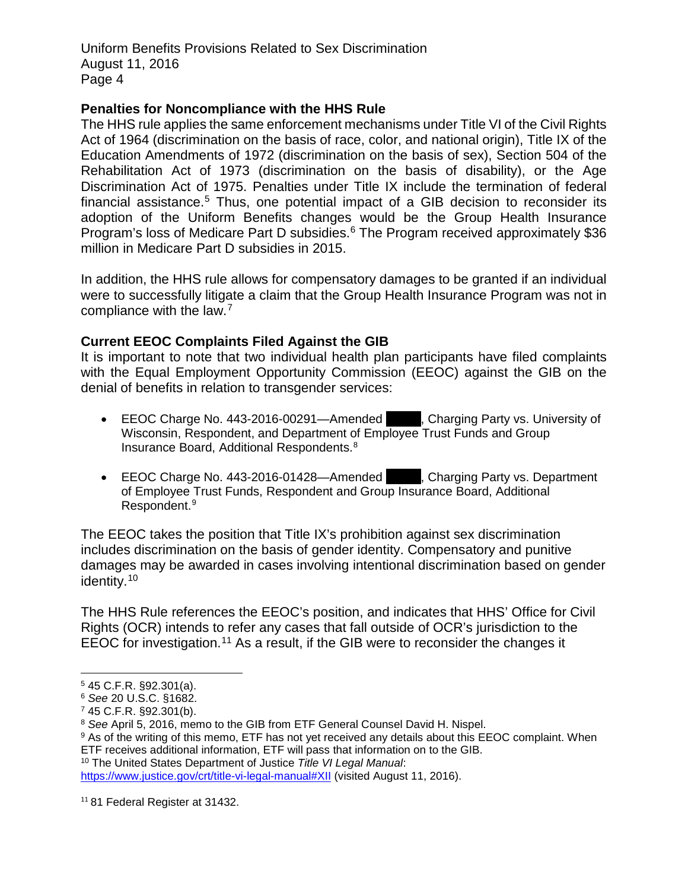**Penalties for Noncompliance with the HHS Rule**

The HHS rule applies the same enforcement mechanisms under Title VI of the Civil Rights Act of 1964 (discrimination on the basis of race, color, and national origin), Title IX of the Education Amendments of 1972 (discrimination on the basis of sex), Section 504 of the Rehabilitation Act of 1973 (discrimination on the basis of disability), or the Age Discrimination Act of 1975. Penalties under Title IX include the termination of federal financial assistance.[5] Thus, one potential impact of a GIB decision to reconsider its adoption of the Uniform Benefits changes would be the Group Health Insurance Program's loss of Medicare Part D subsidies.[6] The Program received approximately $36 million in Medicare Part D subsidies in 2015.

In addition, the HHS rule allows for compensatory damages to be granted if an individual were to successfully litigate a claim that the Group Health Insurance Program was not in compliance with the law.[7]

**Current EEOC Complaints Filed Against the GIB**

It is important to note that two individual health plan participants have filed complaints with the Equal Employment Opportunity Commission (EEOC) against the GIB on the denial of benefits in relation to transgender services:

- EEOC Charge No. 443-2016-00291—Amended ██████, Charging Party vs. University of Wisconsin, Respondent, and Department of Employee Trust Funds and Group Insurance Board, Additional Respondents.[8]
- EEOC Charge No. 443-2016-01428—Amended ██████, Charging Party vs. Department of Employee Trust Funds, Respondent and Group Insurance Board, Additional Respondent.[9]

The EEOC takes the position that Title IX's prohibition against sex discrimination includes discrimination on the basis of gender identity. Compensatory and punitive damages may be awarded in cases involving intentional discrimination based on gender identity.[10]

The HHS Rule references the EEOC's position, and indicates that HHS' Office for Civil Rights (OCR) intends to refer any cases that fall outside of OCR's jurisdiction to the EEOC for investigation.[11] As a result, if the GIB were to reconsider the changes it

---

[5] 45 C.F.R. §92.301(a).

[6] *See* 20 U.S.C. §1682.

[7] 45 C.F.R. §92.301(b).

[8] *See* April 5, 2016, memo to the GIB from ETF General Counsel David H. Nispel.

[9] As of the writing of this memo, ETF has not yet received any details about this EEOC complaint. When ETF receives additional information, ETF will pass that information on to the GIB.

[10] The United States Department of Justice *Title VI Legal Manual*: https://www.justice.gov/crt/title-vi-legal-manual#XII (visited August 11, 2016).

[11] 81 Federal Register at 31432.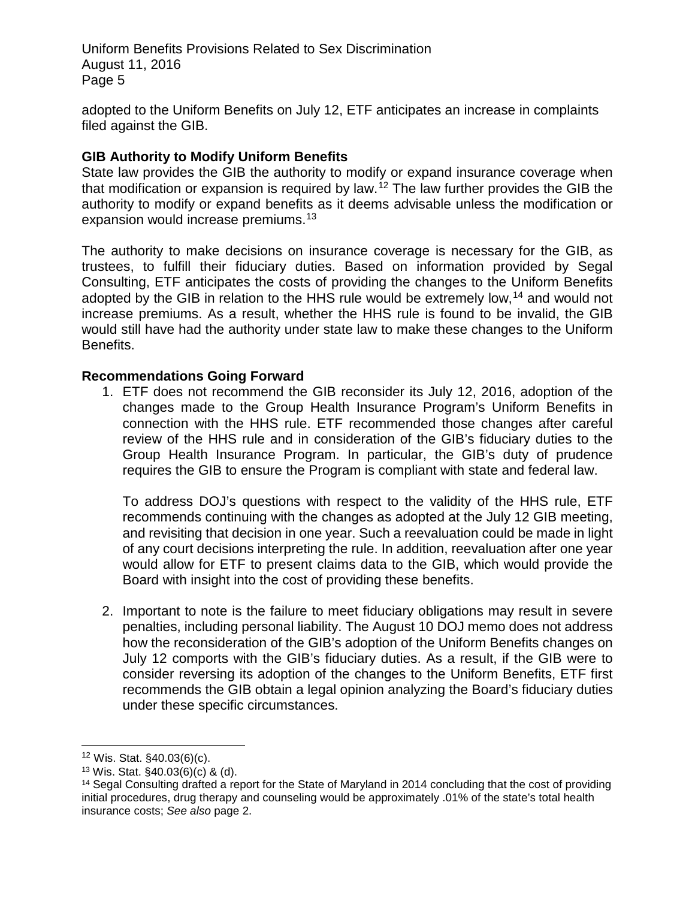adopted to the Uniform Benefits on July 12, ETF anticipates an increase in complaints filed against the GIB.

**GIB Authority to Modify Uniform Benefits**

State law provides the GIB the authority to modify or expand insurance coverage when that modification or expansion is required by law.[12] The law further provides the GIB the authority to modify or expand benefits as it deems advisable unless the modification or expansion would increase premiums.[13]

The authority to make decisions on insurance coverage is necessary for the GIB, as trustees, to fulfill their fiduciary duties. Based on information provided by Segal Consulting, ETF anticipates the costs of providing the changes to the Uniform Benefits adopted by the GIB in relation to the HHS rule would be extremely low,[14] and would not increase premiums. As a result, whether the HHS rule is found to be invalid, the GIB would still have had the authority under state law to make these changes to the Uniform Benefits.

**Recommendations Going Forward**

1. ETF does not recommend the GIB reconsider its July 12, 2016, adoption of the changes made to the Group Health Insurance Program's Uniform Benefits in connection with the HHS rule. ETF recommended those changes after careful review of the HHS rule and in consideration of the GIB's fiduciary duties to the Group Health Insurance Program. In particular, the GIB's duty of prudence requires the GIB to ensure the Program is compliant with state and federal law.

   To address DOJ's questions with respect to the validity of the HHS rule, ETF recommends continuing with the changes as adopted at the July 12 GIB meeting, and revisiting that decision in one year. Such a reevaluation could be made in light of any court decisions interpreting the rule. In addition, reevaluation after one year would allow for ETF to present claims data to the GIB, which would provide the Board with insight into the cost of providing these benefits.

2. Important to note is the failure to meet fiduciary obligations may result in severe penalties, including personal liability. The August 10 DOJ memo does not address how the reconsideration of the GIB's adoption of the Uniform Benefits changes on July 12 comports with the GIB's fiduciary duties. As a result, if the GIB were to consider reversing its adoption of the changes to the Uniform Benefits, ETF first recommends the GIB obtain a legal opinion analyzing the Board's fiduciary duties under these specific circumstances.

---

[12] Wis. Stat. §40.03(6)(c).

[13] Wis. Stat. §40.03(6)(c) & (d).

[14] Segal Consulting drafted a report for the State of Maryland in 2014 concluding that the cost of providing initial procedures, drug therapy and counseling would be approximately .01% of the state's total health insurance costs; *See also* page 2.